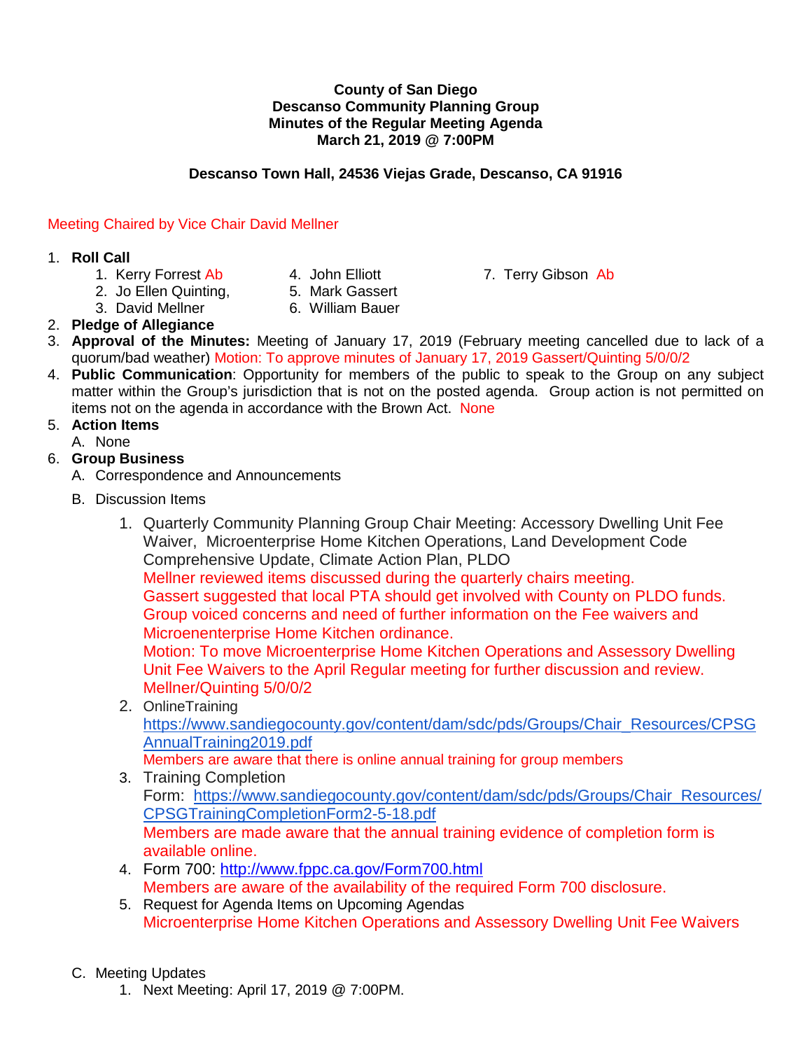**County of San Diego**
**Descanso Community Planning Group**
**Minutes of the Regular Meeting Agenda**
**March 21, 2019 @ 7:00PM**

**Descanso Town Hall, 24536 Viejas Grade, Descanso, CA 91916**

Meeting Chaired by Vice Chair David Mellner

1. **Roll Call**
   1. Kerry Forrest Ab
   2. Jo Ellen Quinting,
   3. David Mellner
   4. John Elliott
   5. Mark Gassert
   6. William Bauer
   7. Terry Gibson Ab
2. **Pledge of Allegiance**
3. **Approval of the Minutes:** Meeting of January 17, 2019 (February meeting cancelled due to lack of a quorum/bad weather) Motion: To approve minutes of January 17, 2019 Gassert/Quinting 5/0/0/2
4. **Public Communication**: Opportunity for members of the public to speak to the Group on any subject matter within the Group's jurisdiction that is not on the posted agenda. Group action is not permitted on items not on the agenda in accordance with the Brown Act. None
5. **Action Items**
   A. None
6. **Group Business**
   A. Correspondence and Announcements
   B. Discussion Items
      1. Quarterly Community Planning Group Chair Meeting: Accessory Dwelling Unit Fee Waiver, Microenterprise Home Kitchen Operations, Land Development Code Comprehensive Update, Climate Action Plan, PLDO
         Mellner reviewed items discussed during the quarterly chairs meeting.
         Gassert suggested that local PTA should get involved with County on PLDO funds.
         Group voiced concerns and need of further information on the Fee waivers and Microenenterprise Home Kitchen ordinance.
         Motion: To move Microenterprise Home Kitchen Operations and Assessory Dwelling Unit Fee Waivers to the April Regular meeting for further discussion and review. Mellner/Quinting 5/0/0/2
      2. OnlineTraining
         https://www.sandiegocounty.gov/content/dam/sdc/pds/Groups/Chair_Resources/CPSGAnnualTraining2019.pdf
         Members are aware that there is online annual training for group members
      3. Training Completion
         Form: https://www.sandiegocounty.gov/content/dam/sdc/pds/Groups/Chair_Resources/CPSGTrainingCompletionForm2-5-18.pdf
         Members are made aware that the annual training evidence of completion form is available online.
      4. Form 700: http://www.fppc.ca.gov/Form700.html
         Members are aware of the availability of the required Form 700 disclosure.
      5. Request for Agenda Items on Upcoming Agendas
         Microenterprise Home Kitchen Operations and Assessory Dwelling Unit Fee Waivers

   C. Meeting Updates
      1. Next Meeting: April 17, 2019 @ 7:00PM.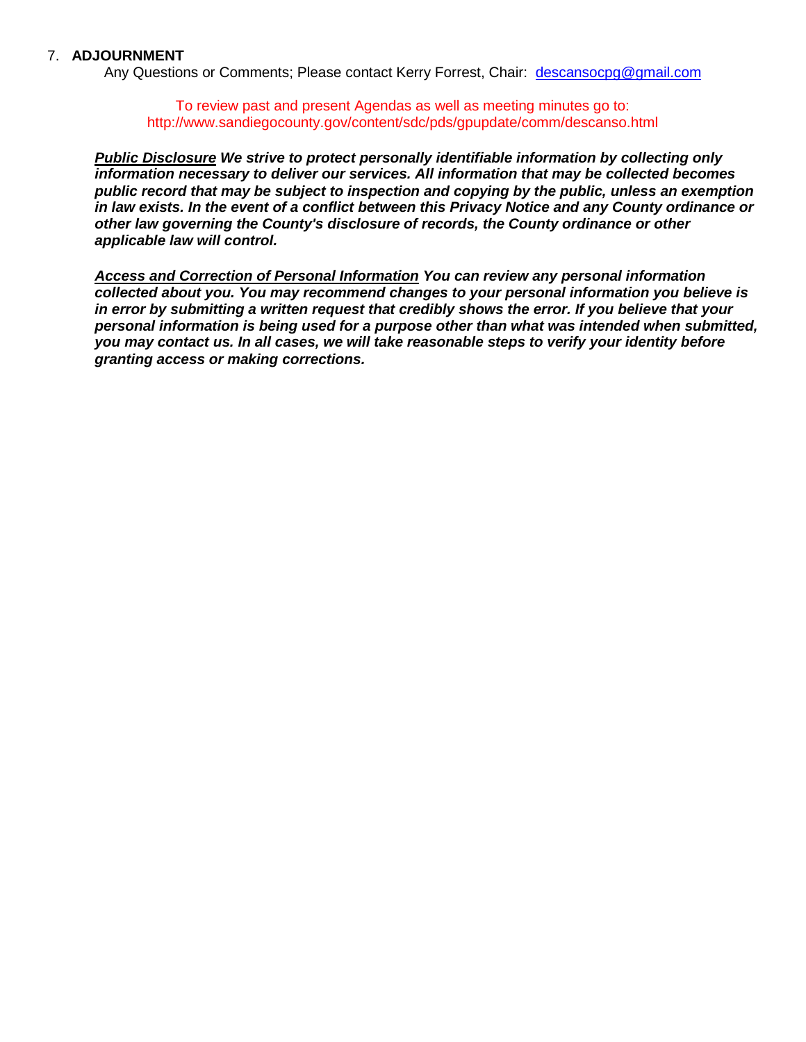7. **ADJOURNMENT**

Any Questions or Comments; Please contact Kerry Forrest, Chair: descansocpg@gmail.com

To review past and present Agendas as well as meeting minutes go to:
http://www.sandiegocounty.gov/content/sdc/pds/gpupdate/comm/descanso.html

***Public Disclosure*** ***We strive to protect personally identifiable information by collecting only information necessary to deliver our services. All information that may be collected becomes public record that may be subject to inspection and copying by the public, unless an exemption in law exists. In the event of a conflict between this Privacy Notice and any County ordinance or other law governing the County's disclosure of records, the County ordinance or other applicable law will control.***

***Access and Correction of Personal Information*** ***You can review any personal information collected about you. You may recommend changes to your personal information you believe is in error by submitting a written request that credibly shows the error. If you believe that your personal information is being used for a purpose other than what was intended when submitted, you may contact us. In all cases, we will take reasonable steps to verify your identity before granting access or making corrections.***